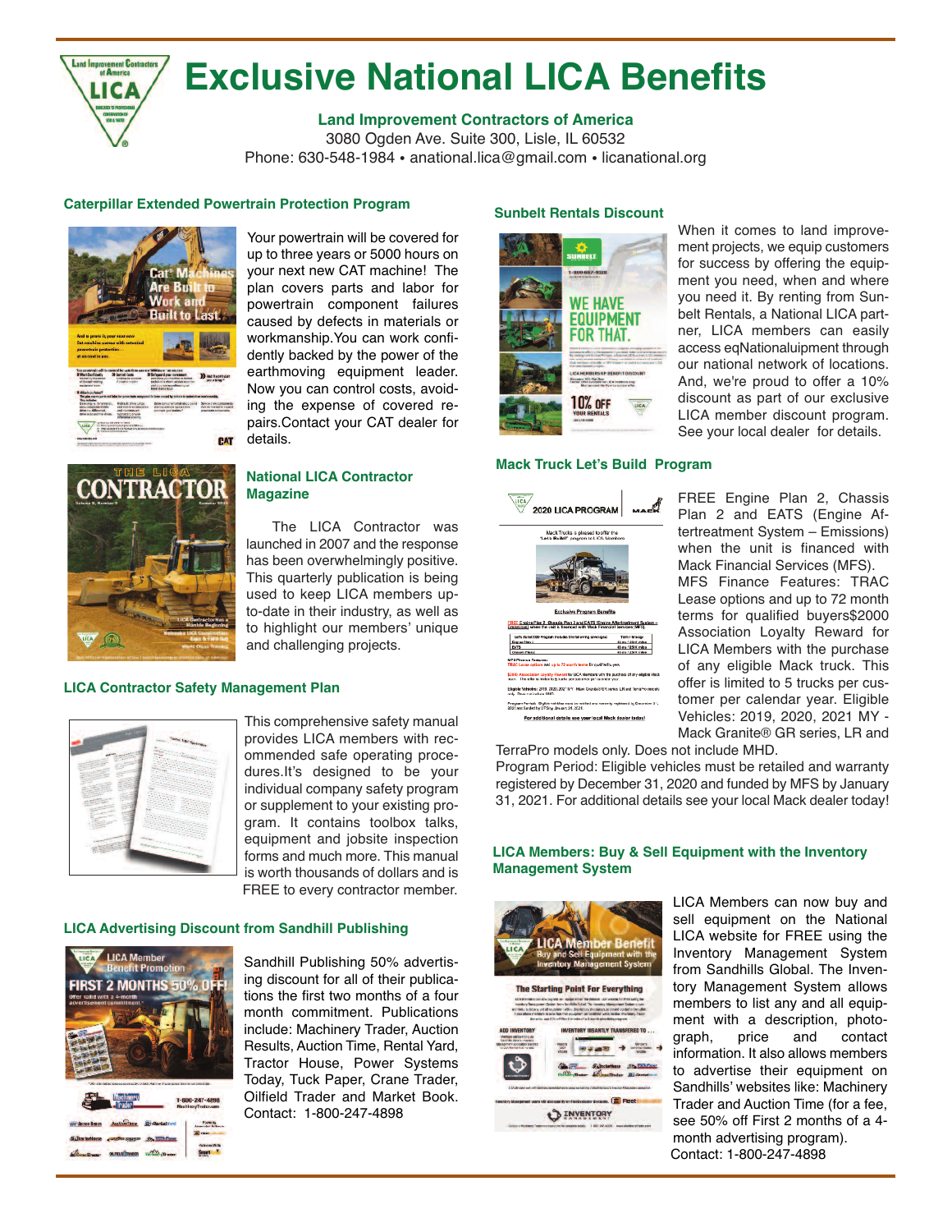# Exclusive National LICA Benefits

**Land Improvement Contractors of America**
3080 Ogden Ave. Suite 300, Lisle, IL 60532
Phone: 630-548-1984 • anational.lica@gmail.com • licanational.org

### Caterpillar Extended Powertrain Protection Program

Your powertrain will be covered for up to three years or 5000 hours on your next new CAT machine! The plan covers parts and labor for powertrain component failures caused by defects in materials or workmanship.You can work confidently backed by the power of the earthmoving equipment leader. Now you can control costs, avoiding the expense of covered repairs.Contact your CAT dealer for details.

### National LICA Contractor Magazine

The LICA Contractor was launched in 2007 and the response has been overwhelmingly positive. This quarterly publication is being used to keep LICA members up-to-date in their industry, as well as to highlight our members' unique and challenging projects.

### LICA Contractor Safety Management Plan

This comprehensive safety manual provides LICA members with recommended safe operating procedures.It's designed to be your individual company safety program or supplement to your existing program. It contains toolbox talks, equipment and jobsite inspection forms and much more. This manual is worth thousands of dollars and is FREE to every contractor member.

### LICA Advertising Discount from Sandhill Publishing

Sandhill Publishing 50% advertising discount for all of their publications the first two months of a four month commitment. Publications include: Machinery Trader, Auction Results, Auction Time, Rental Yard, Tractor House, Power Systems Today, Tuck Paper, Crane Trader, Oilfield Trader and Market Book. Contact: 1-800-247-4898

### Sunbelt Rentals Discount

When it comes to land improvement projects, we equip customers for success by offering the equipment you need, when and where you need it. By renting from Sunbelt Rentals, a National LICA partner, LICA members can easily access eqNationaluipment through our national network of locations. And, we're proud to offer a 10% discount as part of our exclusive LICA member discount program. See your local dealer for details.

### Mack Truck Let's Build Program

FREE Engine Plan 2, Chassis Plan 2 and EATS (Engine Aftertreatment System – Emissions) when the unit is financed with Mack Financial Services (MFS). MFS Finance Features: TRAC Lease options and up to 72 month terms for qualified buyers$2000 Association Loyalty Reward for LICA Members with the purchase of any eligible Mack truck. This offer is limited to 5 trucks per customer per calendar year. Eligible Vehicles: 2019, 2020, 2021 MY - Mack Granite® GR series, LR and TerraPro models only. Does not include MHD.
Program Period: Eligible vehicles must be retailed and warranty registered by December 31, 2020 and funded by MFS by January 31, 2021. For additional details see your local Mack dealer today!

### LICA Members: Buy & Sell Equipment with the Inventory Management System

LICA Members can now buy and sell equipment on the National LICA website for FREE using the Inventory Management System from Sandhills Global. The Inventory Management System allows members to list any and all equipment with a description, photograph, price and contact information. It also allows members to advertise their equipment on Sandhills' websites like: Machinery Trader and Auction Time (for a fee, see 50% off First 2 months of a 4-month advertising program).
Contact: 1-800-247-4898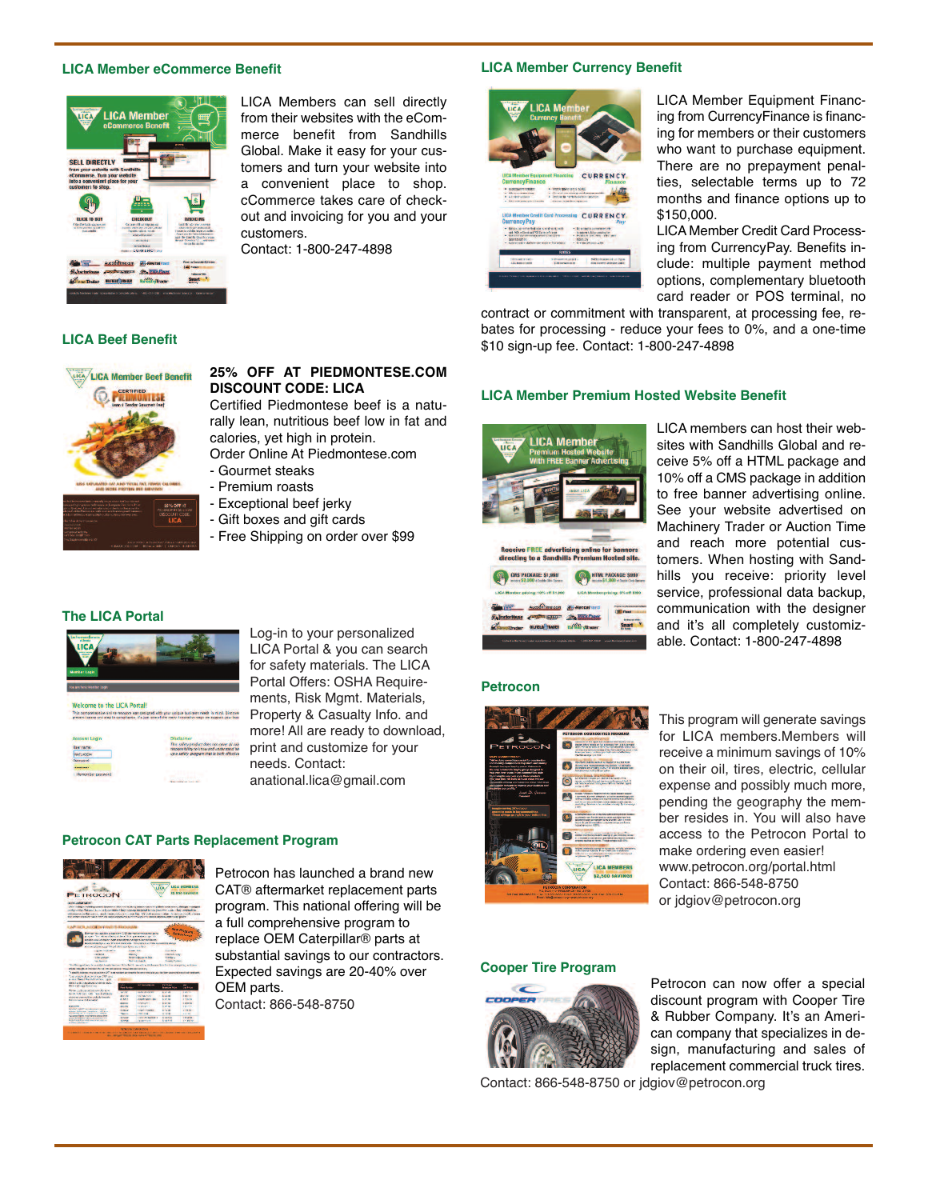## LICA Member eCommerce Benefit

LICA Members can sell directly from their websites with the eCommerce benefit from Sandhills Global. Make it easy for your customers and turn your website into a convenient place to shop. cCommerce takes care of checkout and invoicing for you and your customers.

Contact: 1-800-247-4898

## LICA Beef Benefit

**25% OFF AT PIEDMONTESE.COM DISCOUNT CODE: LICA**

Certified Piedmontese beef is a naturally lean, nutritious beef low in fat and calories, yet high in protein.

Order Online At Piedmontese.com

- Gourmet steaks
- Premium roasts
- Exceptional beef jerky
- Gift boxes and gift cards
- Free Shipping on order over $99

## The LICA Portal

Log-in to your personalized LICA Portal & you can search for safety materials. The LICA Portal Offers: OSHA Requirements, Risk Mgmt. Materials, Property & Casualty Info. and more! All are ready to download, print and customize for your needs. Contact: anational.lica@gmail.com

## Petrocon CAT Parts Replacement Program

Petrocon has launched a brand new CAT® aftermarket replacement parts program. This national offering will be a full comprehensive program to replace OEM Caterpillar® parts at substantial savings to our contractors. Expected savings are 20-40% over OEM parts.

Contact: 866-548-8750

## LICA Member Currency Benefit

LICA Member Equipment Financing from CurrencyFinance is financing for members or their customers who want to purchase equipment. There are no prepayment penalties, selectable terms up to 72 months and finance options up to $150,000.

LICA Member Credit Card Processing from CurrencyPay. Benefits include: multiple payment method options, complementary bluetooth card reader or POS terminal, no contract or commitment with transparent, at processing fee, rebates for processing - reduce your fees to 0%, and a one-time $10 sign-up fee. Contact: 1-800-247-4898

## LICA Member Premium Hosted Website Benefit

LICA members can host their websites with Sandhills Global and receive 5% off a HTML package and 10% off a CMS package in addition to free banner advertising online. See your website advertised on Machinery Trader or Auction Time and reach more potential customers. When hosting with Sandhills you receive: priority level service, professional data backup, communication with the designer and it's all completely customizable. Contact: 1-800-247-4898

## Petrocon

This program will generate savings for LICA members.Members will receive a minimum savings of 10% on their oil, tires, electric, cellular expense and possibly much more, pending the geography the member resides in. You will also have access to the Petrocon Portal to make ordering even easier!

www.petrocon.org/portal.html

Contact: 866-548-8750

or jdgiov@petrocon.org

## Cooper Tire Program

Petrocon can now offer a special discount program with Cooper Tire & Rubber Company. It's an American company that specializes in design, manufacturing and sales of replacement commercial truck tires.

Contact: 866-548-8750 or jdgiov@petrocon.org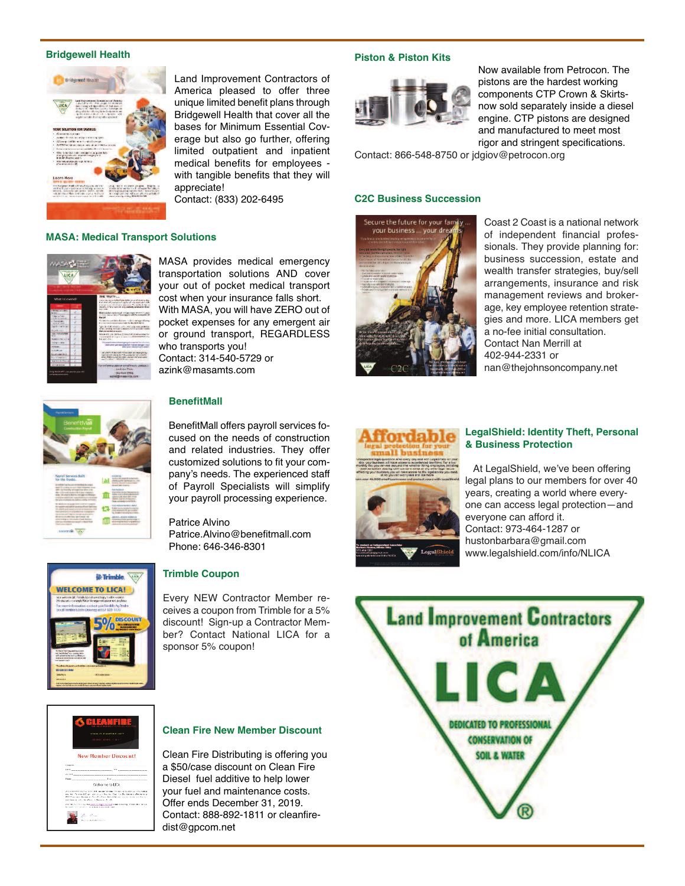## Bridgewell Health

Land Improvement Contractors of America pleased to offer three unique limited benefit plans through Bridgewell Health that cover all the bases for Minimum Essential Coverage but also go further, offering limited outpatient and inpatient medical benefits for employees - with tangible benefits that they will appreciate!
Contact: (833) 202-6495

## MASA: Medical Transport Solutions

MASA provides medical emergency transportation solutions AND cover your out of pocket medical transport cost when your insurance falls short. With MASA, you will have ZERO out of pocket expenses for any emergent air or ground transport, REGARDLESS who transports you!
Contact: 314-540-5729 or azink@masamts.com

## BenefitMall

BenefitMall offers payroll services focused on the needs of construction and related industries. They offer customized solutions to fit your company's needs. The experienced staff of Payroll Specialists will simplify your payroll processing experience.

Patrice Alvino
Patrice.Alvino@benefitmall.com
Phone: 646-346-8301

## Trimble Coupon

Every NEW Contractor Member receives a coupon from Trimble for a 5% discount! Sign-up a Contractor Member? Contact National LICA for a sponsor 5% coupon!

## Clean Fire New Member Discount

Clean Fire Distributing is offering you a $50/case discount on Clean Fire Diesel fuel additive to help lower your fuel and maintenance costs. Offer ends December 31, 2019.
Contact: 888-892-1811 or cleanfire-dist@gpcom.net

## Piston & Piston Kits

Now available from Petrocon. The pistons are the hardest working components CTP Crown & Skirts-now sold separately inside a diesel engine. CTP pistons are designed and manufactured to meet most rigor and stringent specifications.
Contact: 866-548-8750 or jdgiov@petrocon.org

## C2C Business Succession

Coast 2 Coast is a national network of independent financial professionals. They provide planning for: business succession, estate and wealth transfer strategies, buy/sell arrangements, insurance and risk management reviews and brokerage, key employee retention strategies and more. LICA members get a no-fee initial consultation.
Contact Nan Merrill at
402-944-2331 or
nan@thejohnsoncompany.net

## LegalShield: Identity Theft, Personal & Business Protection

At LegalShield, we've been offering legal plans to our members for over 40 years, creating a world where everyone can access legal protection—and everyone can afford it.
Contact: 973-464-1287 or
hustonbarbara@gmail.com
www.legalshield.com/info/NLICA

Land Improvement Contractors of America
LICA
DEDICATED TO PROFESSIONAL CONSERVATION OF SOIL & WATER